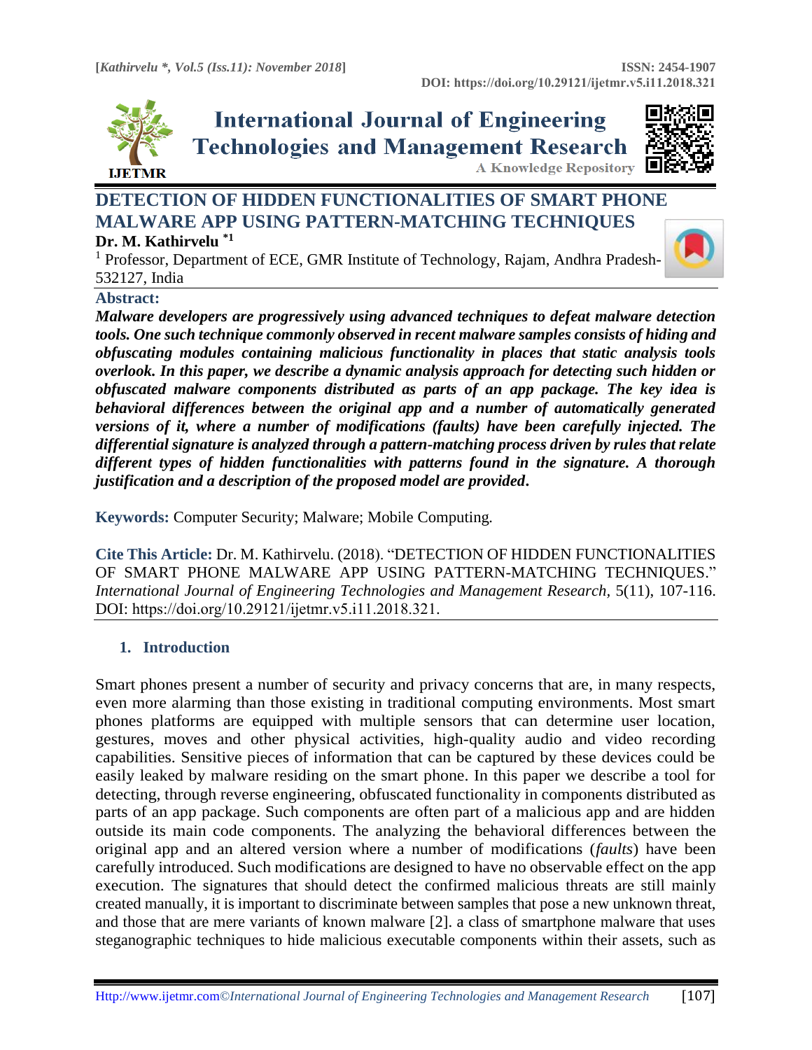# DETECTION OF HIDDEN FUNCTIONALITIES OF SMART PHONE MALWARE APP USING PATTERN-MATCHING TECHNIQUES

**Dr. M. Kathirvelu** [*1]

[1] Professor, Department of ECE, GMR Institute of Technology, Rajam, Andhra Pradesh-532127, India

## Abstract:

***Malware developers are progressively using advanced techniques to defeat malware detection tools. One such technique commonly observed in recent malware samples consists of hiding and obfuscating modules containing malicious functionality in places that static analysis tools overlook. In this paper, we describe a dynamic analysis approach for detecting such hidden or obfuscated malware components distributed as parts of an app package. The key idea is behavioral differences between the original app and a number of automatically generated versions of it, where a number of modifications (faults) have been carefully injected. The differential signature is analyzed through a pattern-matching process driven by rules that relate different types of hidden functionalities with patterns found in the signature. A thorough justification and a description of the proposed model are provided.***

**Keywords:** Computer Security; Malware; Mobile Computing.

**Cite This Article:** Dr. M. Kathirvelu. (2018). "DETECTION OF HIDDEN FUNCTIONALITIES OF SMART PHONE MALWARE APP USING PATTERN-MATCHING TECHNIQUES." *International Journal of Engineering Technologies and Management Research,* 5(11), 107-116. DOI: https://doi.org/10.29121/ijetmr.v5.i11.2018.321.

## 1. Introduction

Smart phones present a number of security and privacy concerns that are, in many respects, even more alarming than those existing in traditional computing environments. Most smart phones platforms are equipped with multiple sensors that can determine user location, gestures, moves and other physical activities, high-quality audio and video recording capabilities. Sensitive pieces of information that can be captured by these devices could be easily leaked by malware residing on the smart phone. In this paper we describe a tool for detecting, through reverse engineering, obfuscated functionality in components distributed as parts of an app package. Such components are often part of a malicious app and are hidden outside its main code components. The analyzing the behavioral differences between the original app and an altered version where a number of modifications (*faults*) have been carefully introduced. Such modifications are designed to have no observable effect on the app execution. The signatures that should detect the confirmed malicious threats are still mainly created manually, it is important to discriminate between samples that pose a new unknown threat, and those that are mere variants of known malware [2]. a class of smartphone malware that uses steganographic techniques to hide malicious executable components within their assets, such as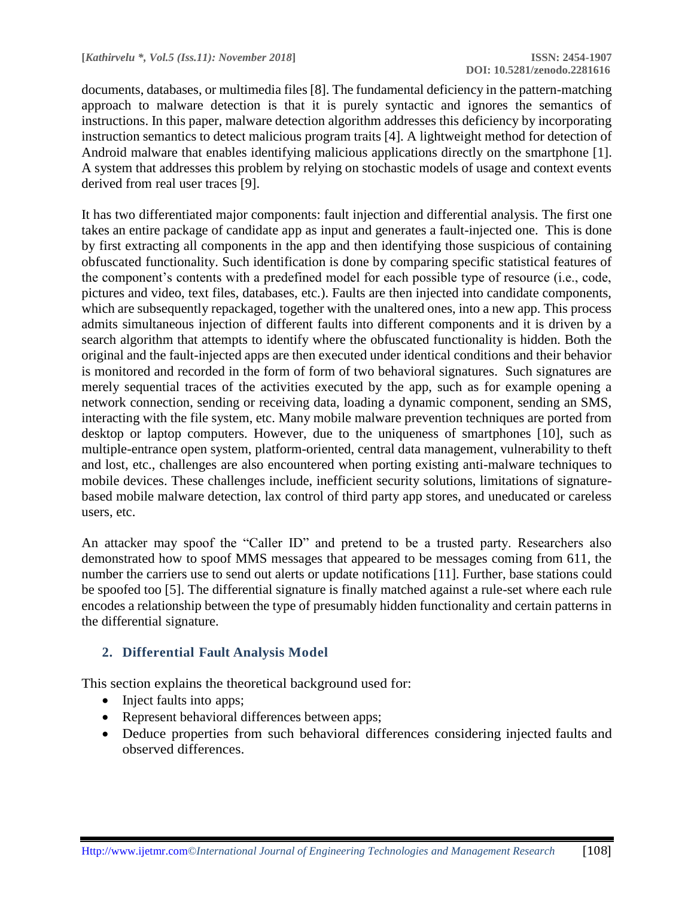documents, databases, or multimedia files [8]. The fundamental deficiency in the pattern-matching approach to malware detection is that it is purely syntactic and ignores the semantics of instructions. In this paper, malware detection algorithm addresses this deficiency by incorporating instruction semantics to detect malicious program traits [4]. A lightweight method for detection of Android malware that enables identifying malicious applications directly on the smartphone [1]. A system that addresses this problem by relying on stochastic models of usage and context events derived from real user traces [9].

It has two differentiated major components: fault injection and differential analysis. The first one takes an entire package of candidate app as input and generates a fault-injected one. This is done by first extracting all components in the app and then identifying those suspicious of containing obfuscated functionality. Such identification is done by comparing specific statistical features of the component's contents with a predefined model for each possible type of resource (i.e., code, pictures and video, text files, databases, etc.). Faults are then injected into candidate components, which are subsequently repackaged, together with the unaltered ones, into a new app. This process admits simultaneous injection of different faults into different components and it is driven by a search algorithm that attempts to identify where the obfuscated functionality is hidden. Both the original and the fault-injected apps are then executed under identical conditions and their behavior is monitored and recorded in the form of form of two behavioral signatures. Such signatures are merely sequential traces of the activities executed by the app, such as for example opening a network connection, sending or receiving data, loading a dynamic component, sending an SMS, interacting with the file system, etc. Many mobile malware prevention techniques are ported from desktop or laptop computers. However, due to the uniqueness of smartphones [10], such as multiple-entrance open system, platform-oriented, central data management, vulnerability to theft and lost, etc., challenges are also encountered when porting existing anti-malware techniques to mobile devices. These challenges include, inefficient security solutions, limitations of signature-based mobile malware detection, lax control of third party app stores, and uneducated or careless users, etc.

An attacker may spoof the "Caller ID" and pretend to be a trusted party. Researchers also demonstrated how to spoof MMS messages that appeared to be messages coming from 611, the number the carriers use to send out alerts or update notifications [11]. Further, base stations could be spoofed too [5]. The differential signature is finally matched against a rule-set where each rule encodes a relationship between the type of presumably hidden functionality and certain patterns in the differential signature.

## 2. Differential Fault Analysis Model

This section explains the theoretical background used for:

- Inject faults into apps;
- Represent behavioral differences between apps;
- Deduce properties from such behavioral differences considering injected faults and observed differences.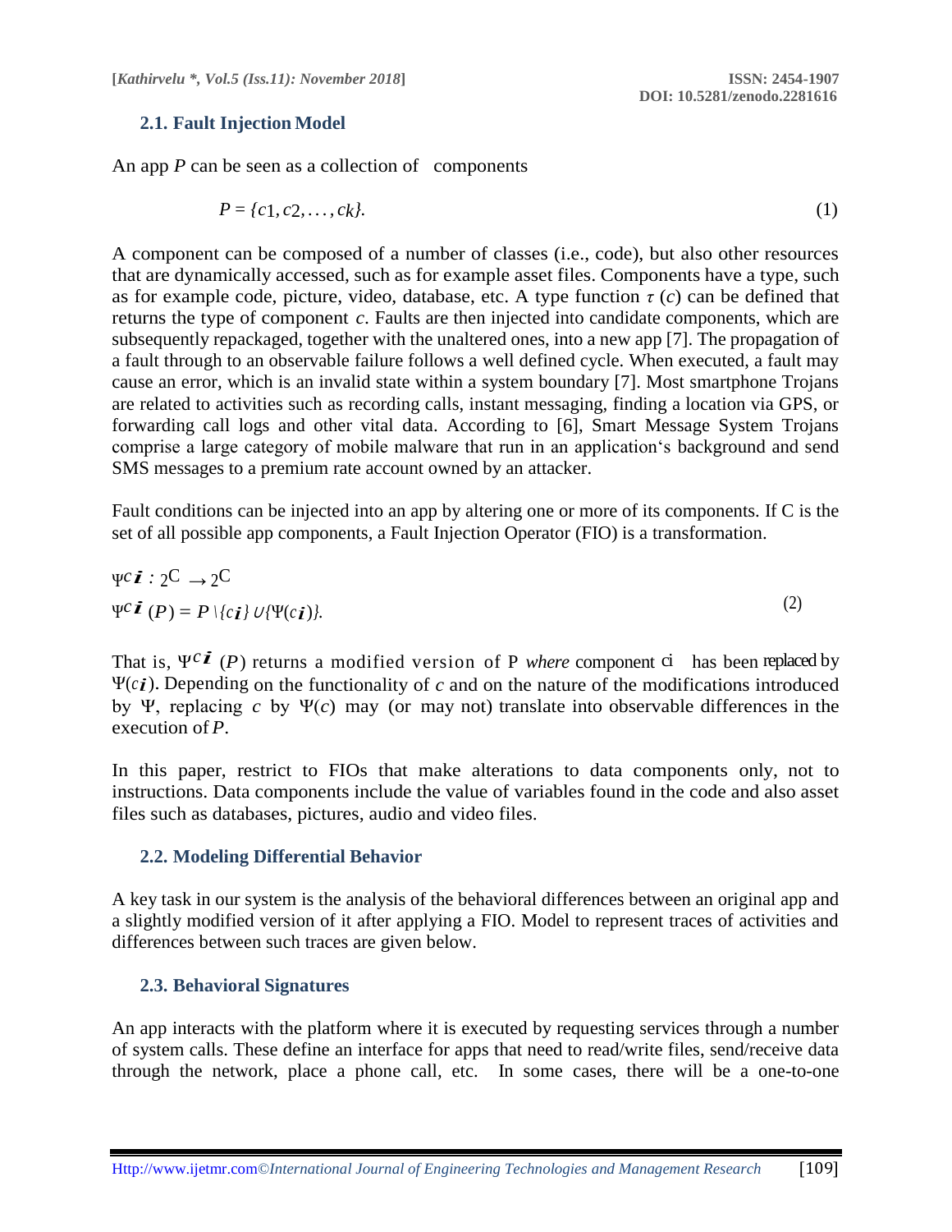### 2.1. Fault Injection Model

An app $P$ can be seen as a collection of components

$$P = \{c_1, c_2, \ldots, c_k\}. \tag{1}$$

A component can be composed of a number of classes (i.e., code), but also other resources that are dynamically accessed, such as for example asset files. Components have a type, such as for example code, picture, video, database, etc. A type function $\tau(c)$ can be defined that returns the type of component $c$. Faults are then injected into candidate components, which are subsequently repackaged, together with the unaltered ones, into a new app [7]. The propagation of a fault through to an observable failure follows a well defined cycle. When executed, a fault may cause an error, which is an invalid state within a system boundary [7]. Most smartphone Trojans are related to activities such as recording calls, instant messaging, finding a location via GPS, or forwarding call logs and other vital data. According to [6], Smart Message System Trojans comprise a large category of mobile malware that run in an application's background and send SMS messages to a premium rate account owned by an attacker.

Fault conditions can be injected into an app by altering one or more of its components. If C is the set of all possible app components, a Fault Injection Operator (FIO) is a transformation.

$$\begin{aligned} &\Psi^{c_i} : 2^C \rightarrow 2^C \\ &\Psi^{c_i}(P) = P \setminus \{c_i\} \cup \{\Psi(c_i)\}. \end{aligned} \tag{2}$$

That is, $\Psi^{c_i}(P)$ returns a modified version of P *where* component $c_i$ has been replaced by $\Psi(c_i)$. Depending on the functionality of $c$ and on the nature of the modifications introduced by $\Psi$, replacing $c$ by $\Psi(c)$ may (or may not) translate into observable differences in the execution of $P$.

In this paper, restrict to FIOs that make alterations to data components only, not to instructions. Data components include the value of variables found in the code and also asset files such as databases, pictures, audio and video files.

### 2.2. Modeling Differential Behavior

A key task in our system is the analysis of the behavioral differences between an original app and a slightly modified version of it after applying a FIO. Model to represent traces of activities and differences between such traces are given below.

### 2.3. Behavioral Signatures

An app interacts with the platform where it is executed by requesting services through a number of system calls. These define an interface for apps that need to read/write files, send/receive data through the network, place a phone call, etc. In some cases, there will be a one-to-one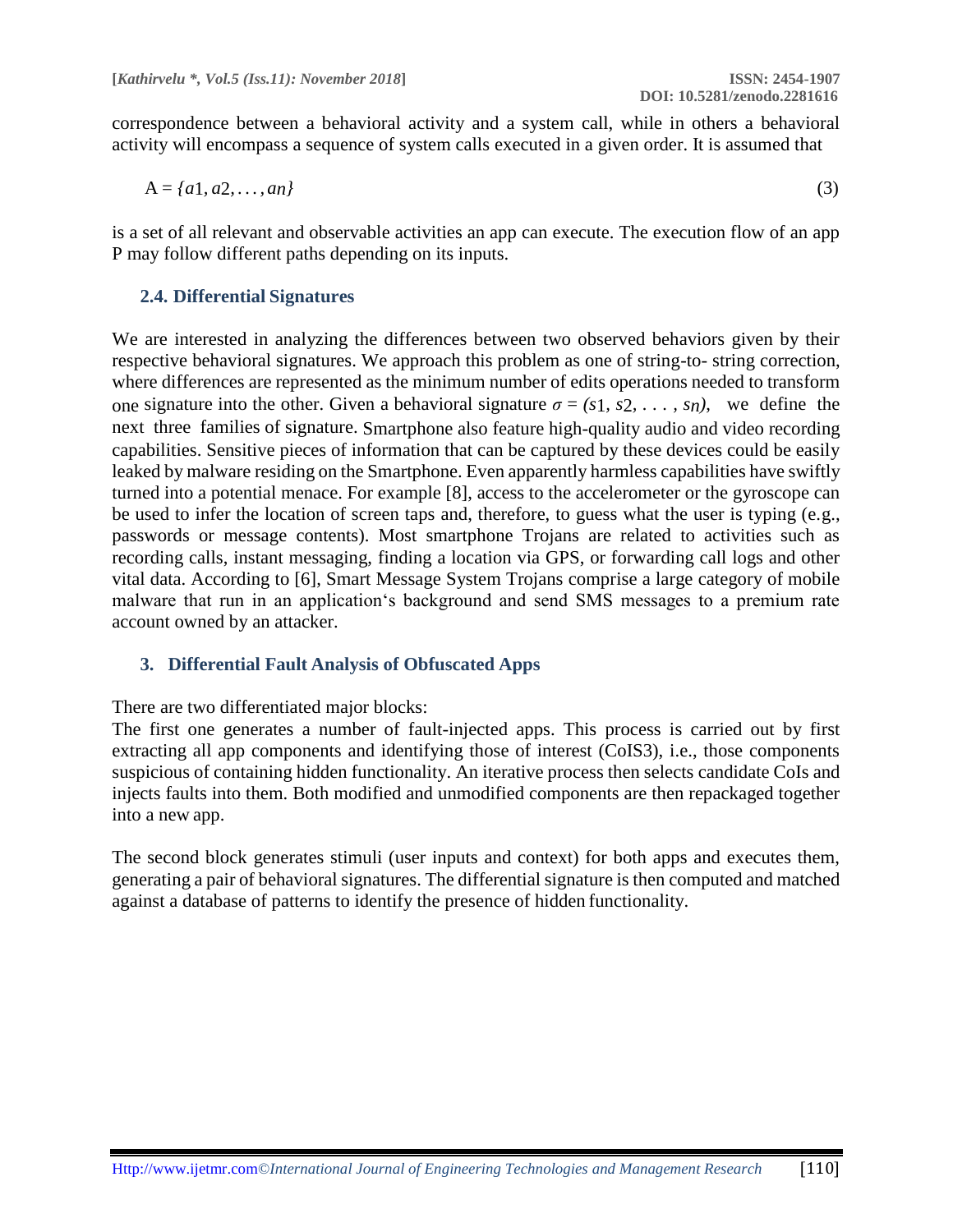correspondence between a behavioral activity and a system call, while in others a behavioral activity will encompass a sequence of system calls executed in a given order. It is assumed that

$$A = \{a1, a2, \ldots, an\} \tag{3}$$

is a set of all relevant and observable activities an app can execute. The execution flow of an app P may follow different paths depending on its inputs.

## 2.4. Differential Signatures

We are interested in analyzing the differences between two observed behaviors given by their respective behavioral signatures. We approach this problem as one of string-to- string correction, where differences are represented as the minimum number of edits operations needed to transform one signature into the other. Given a behavioral signature $\sigma = (s1, s2, \ldots, sn)$, we define the next three families of signature. Smartphone also feature high-quality audio and video recording capabilities. Sensitive pieces of information that can be captured by these devices could be easily leaked by malware residing on the Smartphone. Even apparently harmless capabilities have swiftly turned into a potential menace. For example [8], access to the accelerometer or the gyroscope can be used to infer the location of screen taps and, therefore, to guess what the user is typing (e.g., passwords or message contents). Most smartphone Trojans are related to activities such as recording calls, instant messaging, finding a location via GPS, or forwarding call logs and other vital data. According to [6], Smart Message System Trojans comprise a large category of mobile malware that run in an application's background and send SMS messages to a premium rate account owned by an attacker.

# 3. Differential Fault Analysis of Obfuscated Apps

There are two differentiated major blocks:

The first one generates a number of fault-injected apps. This process is carried out by first extracting all app components and identifying those of interest (CoIS3), i.e., those components suspicious of containing hidden functionality. An iterative process then selects candidate CoIs and injects faults into them. Both modified and unmodified components are then repackaged together into a new app.

The second block generates stimuli (user inputs and context) for both apps and executes them, generating a pair of behavioral signatures. The differential signature is then computed and matched against a database of patterns to identify the presence of hidden functionality.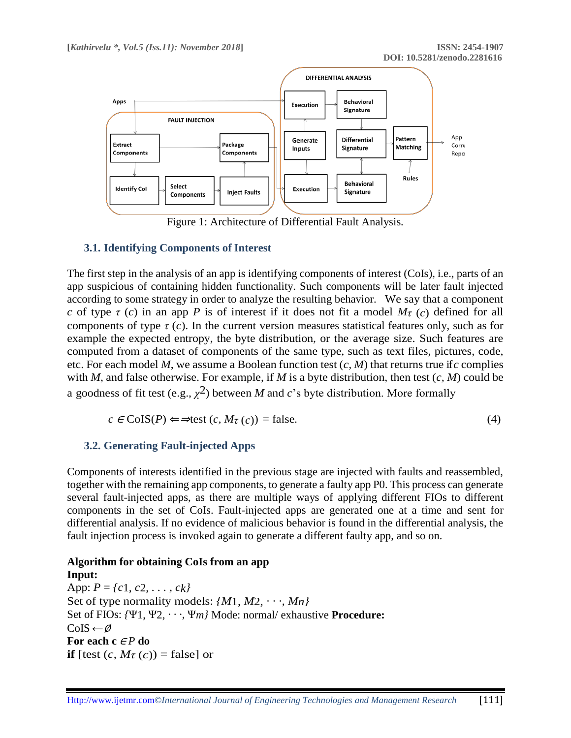Figure 1: Architecture of Differential Fault Analysis.

### 3.1. Identifying Components of Interest

The first step in the analysis of an app is identifying components of interest (CoIs), i.e., parts of an app suspicious of containing hidden functionality. Such components will be later fault injected according to some strategy in order to analyze the resulting behavior. We say that a component $c$ of type $\tau(c)$ in an app $P$ is of interest if it does not fit a model $M_{\tau(c)}$ defined for all components of type $\tau(c)$. In the current version measures statistical features only, such as for example the expected entropy, the byte distribution, or the average size. Such features are computed from a dataset of components of the same type, such as text files, pictures, code, etc. For each model $M$, we assume a Boolean function test $(c, M)$ that returns true if $c$ complies with $M$, and false otherwise. For example, if $M$ is a byte distribution, then test $(c, M)$ could be a goodness of fit test (e.g., $\chi^2$) between $M$ and $c$'s byte distribution. More formally

$$c \in \text{CoIS}(P) \Longleftrightarrow \text{test}\,(c, M_{\tau(c)}) = \text{false}. \tag{4}$$

### 3.2. Generating Fault-injected Apps

Components of interests identified in the previous stage are injected with faults and reassembled, together with the remaining app components, to generate a faulty app P0. This process can generate several fault-injected apps, as there are multiple ways of applying different FIOs to different components in the set of CoIs. Fault-injected apps are generated one at a time and sent for differential analysis. If no evidence of malicious behavior is found in the differential analysis, the fault injection process is invoked again to generate a different faulty app, and so on.

**Algorithm for obtaining CoIs from an app**
**Input:**
App: $P = \{c1, c2, \ldots, ck\}$
Set of type normality models: $\{M1, M2, \cdots, Mn\}$
Set of FIOs: $\{\Psi 1, \Psi 2, \cdots, \Psi m\}$ Mode: normal/ exhaustive **Procedure:**
CoIS $\leftarrow \emptyset$
**For each c** $\in P$ **do**
**if** [test $(c, M_{\tau}(c))$ = false] or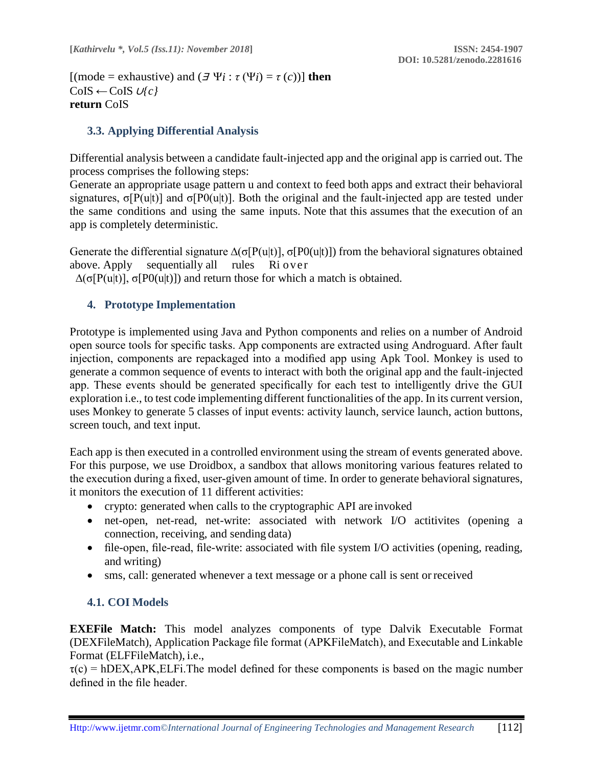[(mode = exhaustive) and ($\exists\ \Psi i : \tau(\Psi i) = \tau(c)$)] **then**
CoIS ← CoIS $\cup\{c\}$
**return** CoIS

### 3.3. Applying Differential Analysis

Differential analysis between a candidate fault-injected app and the original app is carried out. The process comprises the following steps:
Generate an appropriate usage pattern u and context to feed both apps and extract their behavioral signatures, $\sigma[P(u|t)]$ and $\sigma[P0(u|t)]$. Both the original and the fault-injected app are tested under the same conditions and using the same inputs. Note that this assumes that the execution of an app is completely deterministic.

Generate the differential signature $\Delta(\sigma[P(u|t)], \sigma[P0(u|t)])$ from the behavioral signatures obtained above. Apply sequentially all rules Ri over $\Delta(\sigma[P(u|t)], \sigma[P0(u|t)])$ and return those for which a match is obtained.

## 4. Prototype Implementation

Prototype is implemented using Java and Python components and relies on a number of Android open source tools for specific tasks. App components are extracted using Androguard. After fault injection, components are repackaged into a modified app using Apk Tool. Monkey is used to generate a common sequence of events to interact with both the original app and the fault-injected app. These events should be generated specifically for each test to intelligently drive the GUI exploration i.e., to test code implementing different functionalities of the app. In its current version, uses Monkey to generate 5 classes of input events: activity launch, service launch, action buttons, screen touch, and text input.

Each app is then executed in a controlled environment using the stream of events generated above. For this purpose, we use Droidbox, a sandbox that allows monitoring various features related to the execution during a fixed, user-given amount of time. In order to generate behavioral signatures, it monitors the execution of 11 different activities:

- crypto: generated when calls to the cryptographic API are invoked
- net-open, net-read, net-write: associated with network I/O actitivites (opening a connection, receiving, and sending data)
- file-open, file-read, file-write: associated with file system I/O activities (opening, reading, and writing)
- sms, call: generated whenever a text message or a phone call is sent or received

### 4.1. COI Models

**EXEFile Match:** This model analyzes components of type Dalvik Executable Format (DEXFileMatch), Application Package file format (APKFileMatch), and Executable and Linkable Format (ELFFileMatch), i.e.,
$\tau(c)$ = hDEX,APK,ELFi.The model defined for these components is based on the magic number defined in the file header.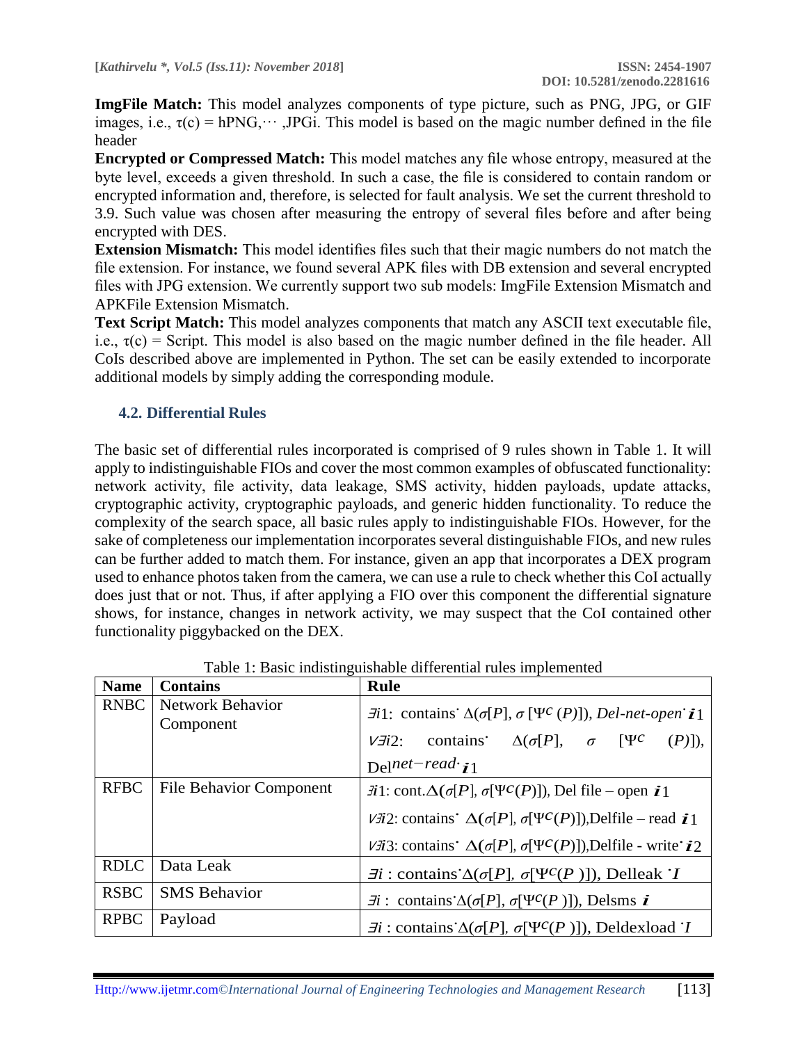**ImgFile Match:** This model analyzes components of type picture, such as PNG, JPG, or GIF images, i.e., $\tau(c)$ = hPNG,⋯ ,JPGi. This model is based on the magic number defined in the file header

**Encrypted or Compressed Match:** This model matches any file whose entropy, measured at the byte level, exceeds a given threshold. In such a case, the file is considered to contain random or encrypted information and, therefore, is selected for fault analysis. We set the current threshold to 3.9. Such value was chosen after measuring the entropy of several files before and after being encrypted with DES.

**Extension Mismatch:** This model identifies files such that their magic numbers do not match the file extension. For instance, we found several APK files with DB extension and several encrypted files with JPG extension. We currently support two sub models: ImgFile Extension Mismatch and APKFile Extension Mismatch.

**Text Script Match:** This model analyzes components that match any ASCII text executable file, i.e., $\tau(c)$ = Script. This model is also based on the magic number defined in the file header. All CoIs described above are implemented in Python. The set can be easily extended to incorporate additional models by simply adding the corresponding module.

### 4.2. Differential Rules

The basic set of differential rules incorporated is comprised of 9 rules shown in Table 1. It will apply to indistinguishable FIOs and cover the most common examples of obfuscated functionality: network activity, file activity, data leakage, SMS activity, hidden payloads, update attacks, cryptographic activity, cryptographic payloads, and generic hidden functionality. To reduce the complexity of the search space, all basic rules apply to indistinguishable FIOs. However, for the sake of completeness our implementation incorporates several distinguishable FIOs, and new rules can be further added to match them. For instance, given an app that incorporates a DEX program used to enhance photos taken from the camera, we can use a rule to check whether this CoI actually does just that or not. Thus, if after applying a FIO over this component the differential signature shows, for instance, changes in network activity, we may suspect that the CoI contained other functionality piggybacked on the DEX.

Table 1: Basic indistinguishable differential rules implemented

| Name | Contains | Rule |
|---|---|---|
| RNBC | Network Behavior Component | $\exists i1$: contains˙ $\Delta(\sigma[P], \sigma[\Psi^c(P)])$, *Del-net-open*˙$i_1$ <br> $\vee\exists i2$: contains˙ $\Delta(\sigma[P], \sigma[\Psi^c(P)])$, Del$^{net-read}$˙$i_1$ |
| RFBC | File Behavior Component | $\exists i1$: cont.$\Delta(\sigma[P], \sigma[\Psi^c(P)])$, Del file – open $i_1$ <br> $\vee\exists i2$: contains˙ $\Delta(\sigma[P], \sigma[\Psi^c(P)])$,Delfile – read $i_1$ <br> $\vee\exists i3$: contains˙ $\Delta(\sigma[P], \sigma[\Psi^c(P)])$,Delfile - write˙$i_2$ |
| RDLC | Data Leak | $\exists i$ : contains˙$\Delta(\sigma[P], \sigma[\Psi^c(P)])$, Delleak ˙$I$ |
| RSBC | SMS Behavior | $\exists i$ : contains˙$\Delta(\sigma[P], \sigma[\Psi^c(P)])$, Delsms $i$ |
| RPBC | Payload | $\exists i$ : contains˙$\Delta(\sigma[P], \sigma[\Psi^c(P)])$, Deldexload ˙$I$ |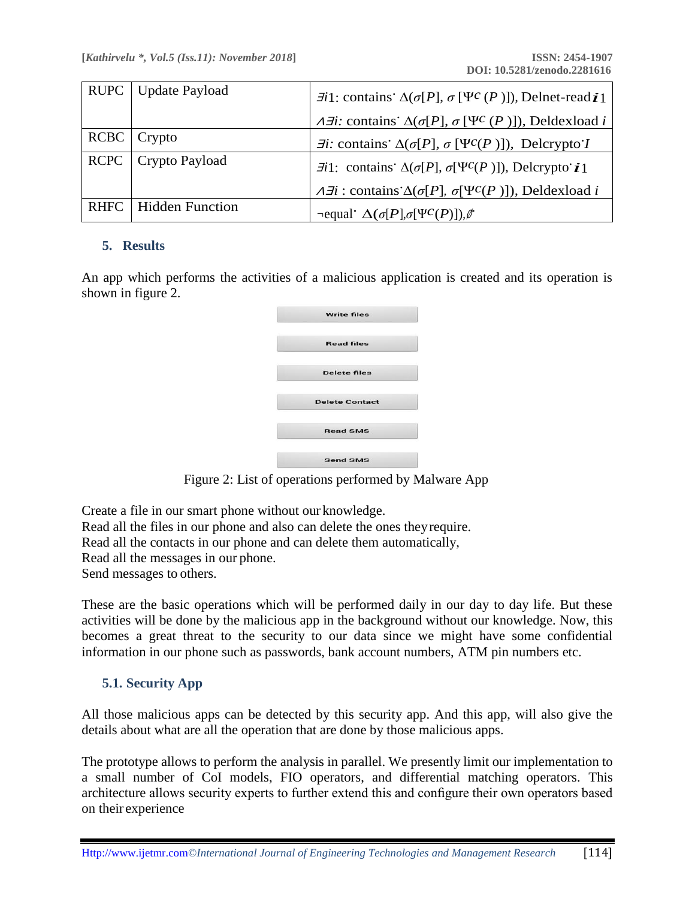| RUPC | Update Payload | $\exists i1$: contains˙ $\Delta(\sigma[P], \sigma[\Psi^C(P)])$, Delnet-read $i1$ $\wedge \exists i$: contains˙ $\Delta(\sigma[P], \sigma[\Psi^C(P)])$, Deldexload $i$ |
|---|---|---|
| RCBC | Crypto | $\exists i$: contains˙ $\Delta(\sigma[P], \sigma[\Psi^C(P)])$, Delcrypto˙$I$ |
| RCPC | Crypto Payload | $\exists i1$: contains˙ $\Delta(\sigma[P], \sigma[\Psi^C(P)])$, Delcrypto˙ $i1$ $\wedge \exists i$ : contains˙$\Delta(\sigma[P], \sigma[\Psi^C(P)])$, Deldexload $i$ |
| RHFC | Hidden Function | ¬equal˙ $\Delta(\sigma[P], \sigma[\Psi^C(P)]), \emptyset$ |

## 5. Results

An app which performs the activities of a malicious application is created and its operation is shown in figure 2.

Write files

Read files

Delete files

Delete Contact

Read SMS

Send SMS

Figure 2: List of operations performed by Malware App

Create a file in our smart phone without our knowledge.
Read all the files in our phone and also can delete the ones they require.
Read all the contacts in our phone and can delete them automatically,
Read all the messages in our phone.
Send messages to others.

These are the basic operations which will be performed daily in our day to day life. But these activities will be done by the malicious app in the background without our knowledge. Now, this becomes a great threat to the security to our data since we might have some confidential information in our phone such as passwords, bank account numbers, ATM pin numbers etc.

### 5.1. Security App

All those malicious apps can be detected by this security app. And this app, will also give the details about what are all the operation that are done by those malicious apps.

The prototype allows to perform the analysis in parallel. We presently limit our implementation to a small number of CoI models, FIO operators, and differential matching operators. This architecture allows security experts to further extend this and configure their own operators based on their experience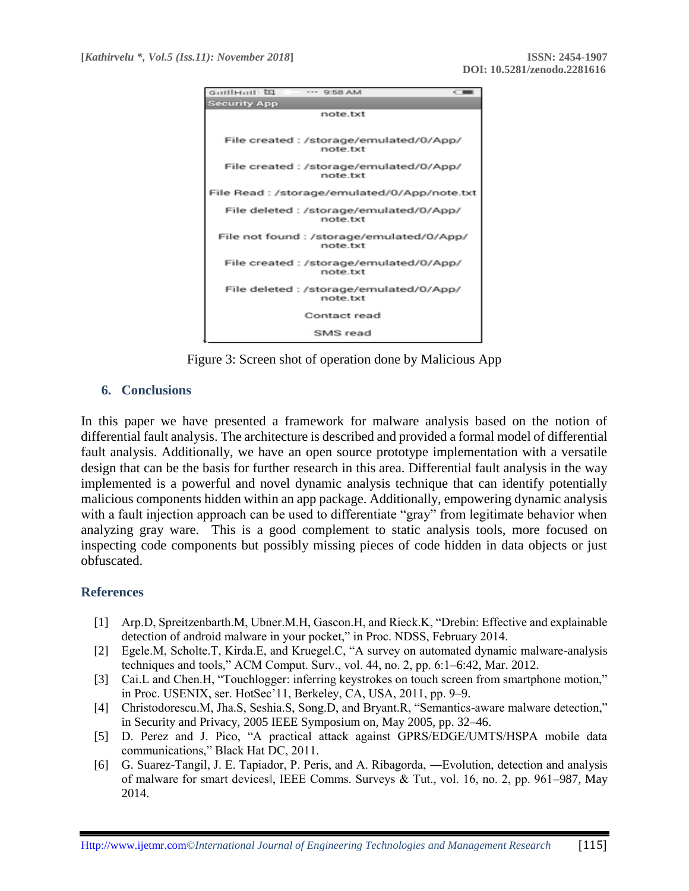Figure 3: Screen shot of operation done by Malicious App

## 6. Conclusions

In this paper we have presented a framework for malware analysis based on the notion of differential fault analysis. The architecture is described and provided a formal model of differential fault analysis. Additionally, we have an open source prototype implementation with a versatile design that can be the basis for further research in this area. Differential fault analysis in the way implemented is a powerful and novel dynamic analysis technique that can identify potentially malicious components hidden within an app package. Additionally, empowering dynamic analysis with a fault injection approach can be used to differentiate "gray" from legitimate behavior when analyzing gray ware. This is a good complement to static analysis tools, more focused on inspecting code components but possibly missing pieces of code hidden in data objects or just obfuscated.

## References

[1] Arp.D, Spreitzenbarth.M, Ubner.M.H, Gascon.H, and Rieck.K, "Drebin: Effective and explainable detection of android malware in your pocket," in Proc. NDSS, February 2014.

[2] Egele.M, Scholte.T, Kirda.E, and Kruegel.C, "A survey on automated dynamic malware-analysis techniques and tools," ACM Comput. Surv., vol. 44, no. 2, pp. 6:1–6:42, Mar. 2012.

[3] Cai.L and Chen.H, "Touchlogger: inferring keystrokes on touch screen from smartphone motion," in Proc. USENIX, ser. HotSec'11, Berkeley, CA, USA, 2011, pp. 9–9.

[4] Christodorescu.M, Jha.S, Seshia.S, Song.D, and Bryant.R, "Semantics-aware malware detection," in Security and Privacy, 2005 IEEE Symposium on, May 2005, pp. 32–46.

[5] D. Perez and J. Pico, "A practical attack against GPRS/EDGE/UMTS/HSPA mobile data communications," Black Hat DC, 2011.

[6] G. Suarez-Tangil, J. E. Tapiador, P. Peris, and A. Ribagorda, ―Evolution, detection and analysis of malware for smart devices‖, IEEE Comms. Surveys & Tut., vol. 16, no. 2, pp. 961–987, May 2014.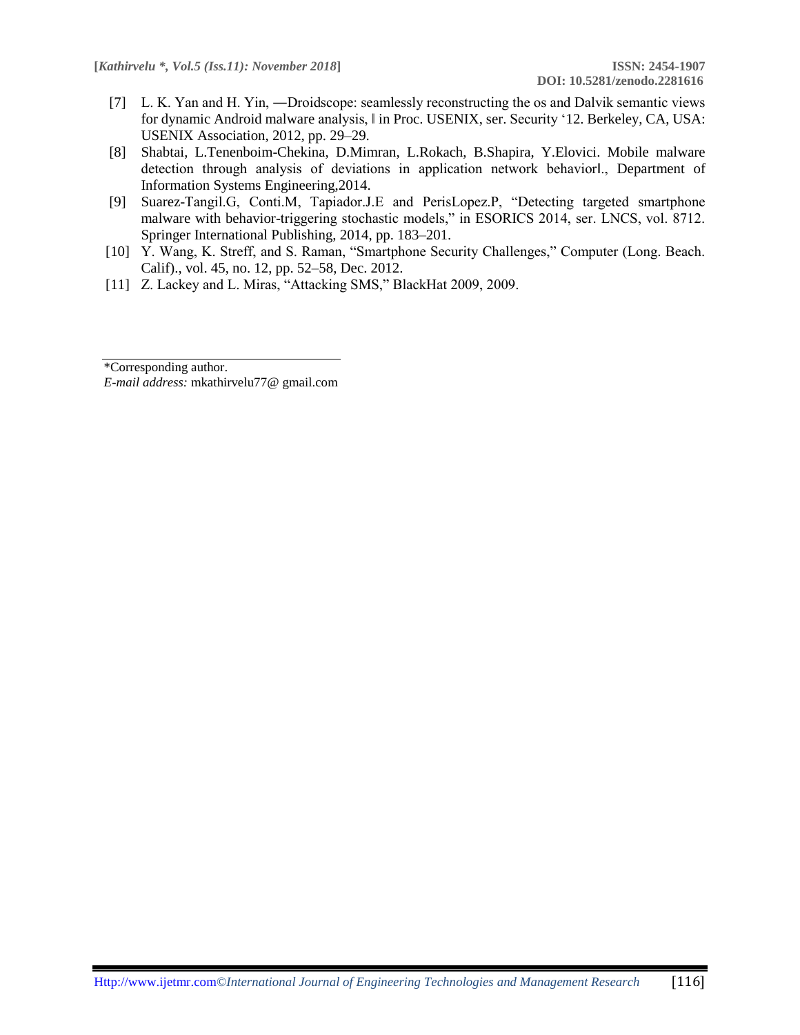[7] L. K. Yan and H. Yin, ―Droidscope: seamlessly reconstructing the os and Dalvik semantic views for dynamic Android malware analysis, ‖ in Proc. USENIX, ser. Security '12. Berkeley, CA, USA: USENIX Association, 2012, pp. 29–29.

[8] Shabtai, L.Tenenboim-Chekina, D.Mimran, L.Rokach, B.Shapira, Y.Elovici. Mobile malware detection through analysis of deviations in application network behavior‖., Department of Information Systems Engineering,2014.

[9] Suarez-Tangil.G, Conti.M, Tapiador.J.E and PerisLopez.P, "Detecting targeted smartphone malware with behavior-triggering stochastic models," in ESORICS 2014, ser. LNCS, vol. 8712. Springer International Publishing, 2014, pp. 183–201.

[10] Y. Wang, K. Streff, and S. Raman, "Smartphone Security Challenges," Computer (Long. Beach. Calif)., vol. 45, no. 12, pp. 52–58, Dec. 2012.

[11] Z. Lackey and L. Miras, "Attacking SMS," BlackHat 2009, 2009.

---

*Corresponding author.

*E-mail address:* mkathirvelu77@ gmail.com